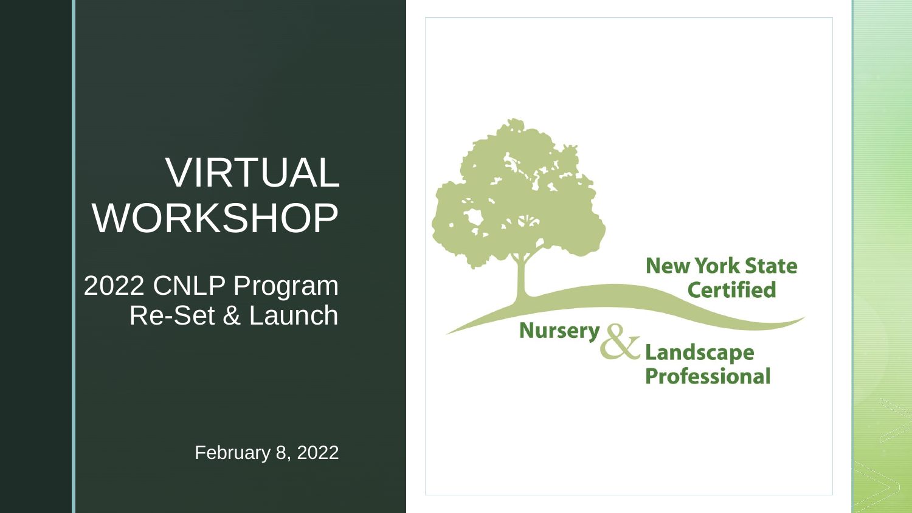# VIRTUAL WORKSHOP

## 2022 CNLP Program Re-Set & Launch

February 8, 2022

New York State Certified Nursery & Landscape Professional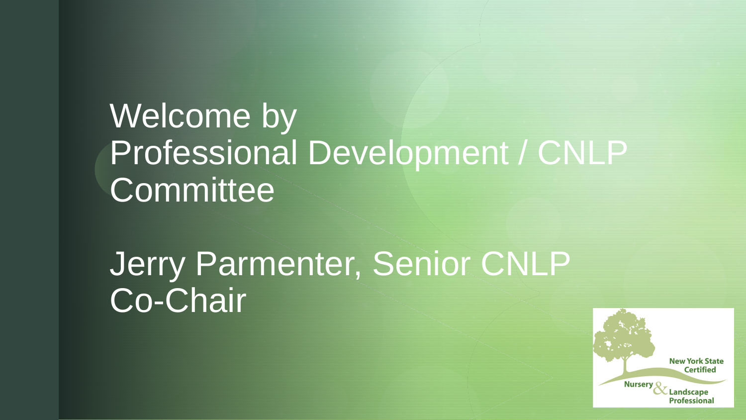# Welcome by Professional Development / CNLP Committee

Jerry Parmenter, Senior CNLP
Co-Chair

New York State Certified Nursery & Landscape Professional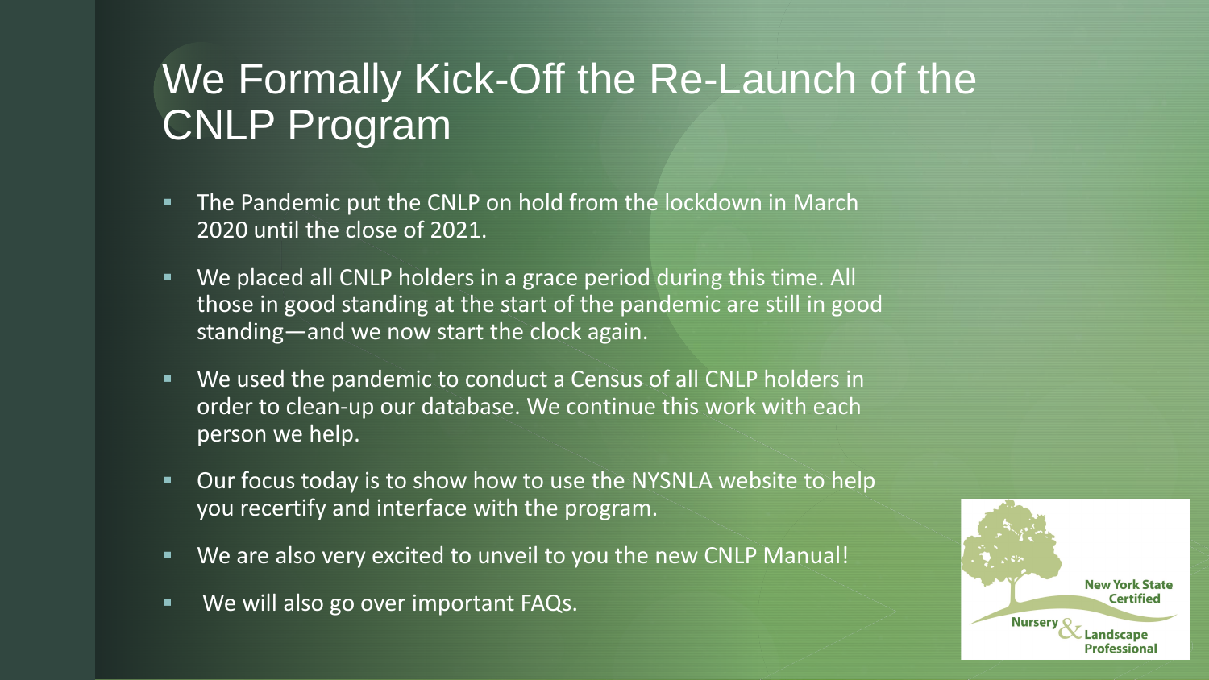# We Formally Kick-Off the Re-Launch of the CNLP Program

- The Pandemic put the CNLP on hold from the lockdown in March 2020 until the close of 2021.
- We placed all CNLP holders in a grace period during this time. All those in good standing at the start of the pandemic are still in good standing—and we now start the clock again.
- We used the pandemic to conduct a Census of all CNLP holders in order to clean-up our database. We continue this work with each person we help.
- Our focus today is to show how to use the NYSNLA website to help you recertify and interface with the program.
- We are also very excited to unveil to you the new CNLP Manual!
- We will also go over important FAQs.

New York State Certified Nursery & Landscape Professional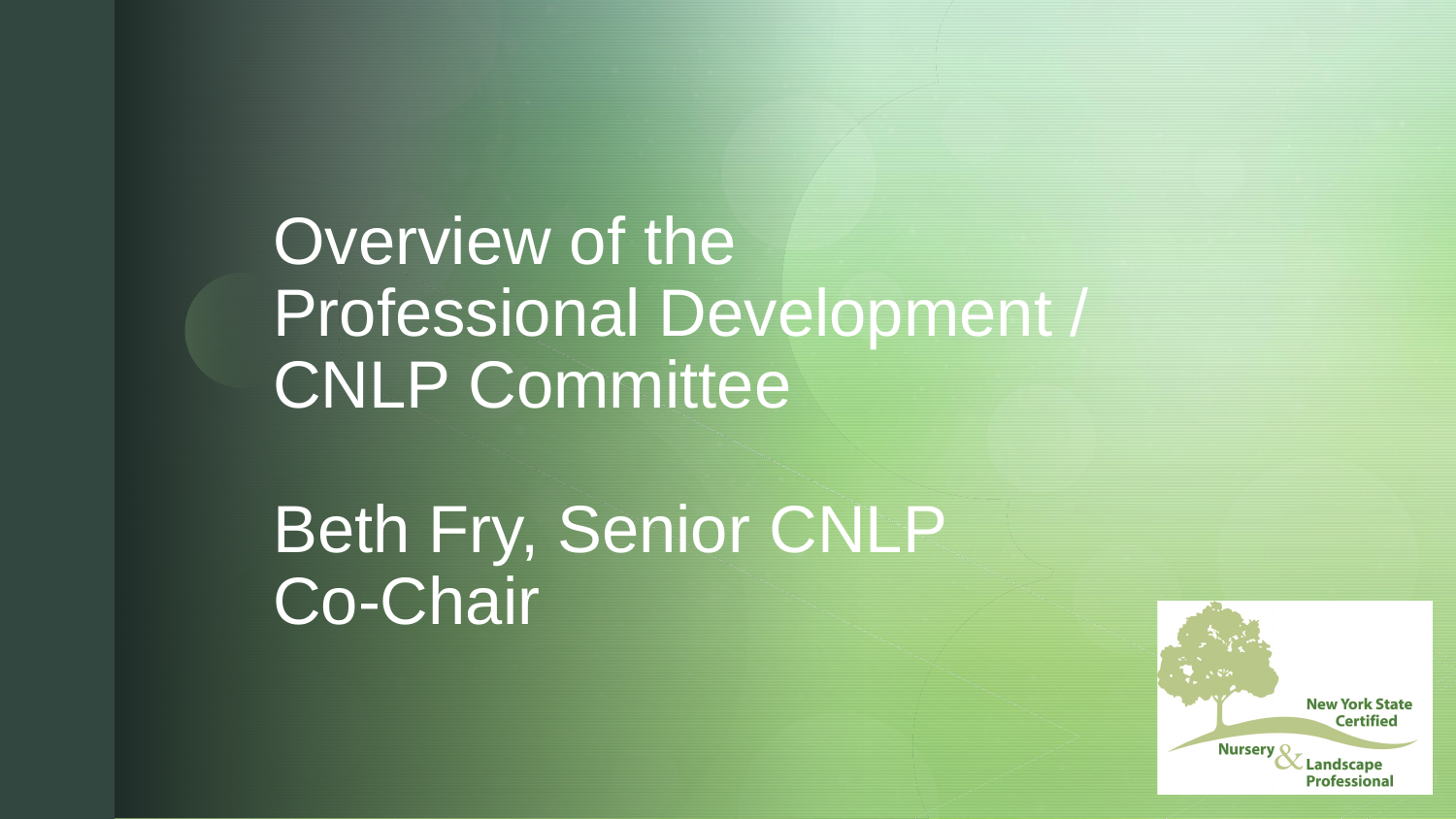# Overview of the Professional Development / CNLP Committee

## Beth Fry, Senior CNLP Co-Chair

New York State Certified Nursery & Landscape Professional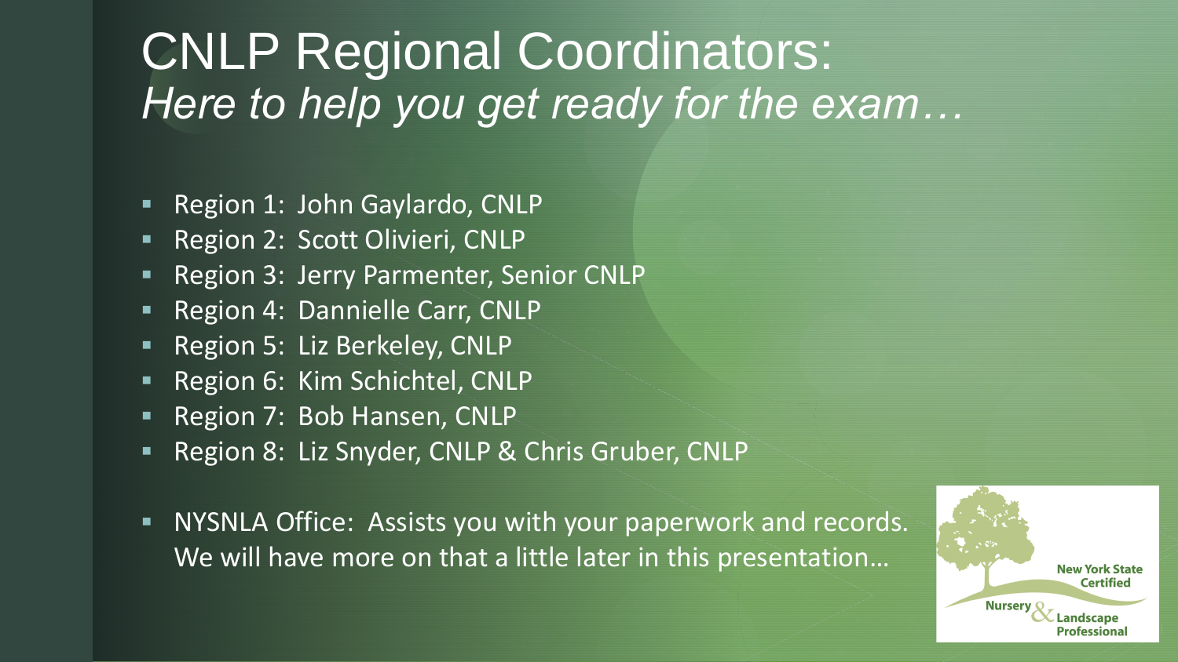# CNLP Regional Coordinators:
## *Here to help you get ready for the exam…*

- Region 1: John Gaylardo, CNLP
- Region 2: Scott Olivieri, CNLP
- Region 3: Jerry Parmenter, Senior CNLP
- Region 4: Dannielle Carr, CNLP
- Region 5: Liz Berkeley, CNLP
- Region 6: Kim Schichtel, CNLP
- Region 7: Bob Hansen, CNLP
- Region 8: Liz Snyder, CNLP & Chris Gruber, CNLP

- NYSNLA Office: Assists you with your paperwork and records. We will have more on that a little later in this presentation…

New York State Certified Nursery & Landscape Professional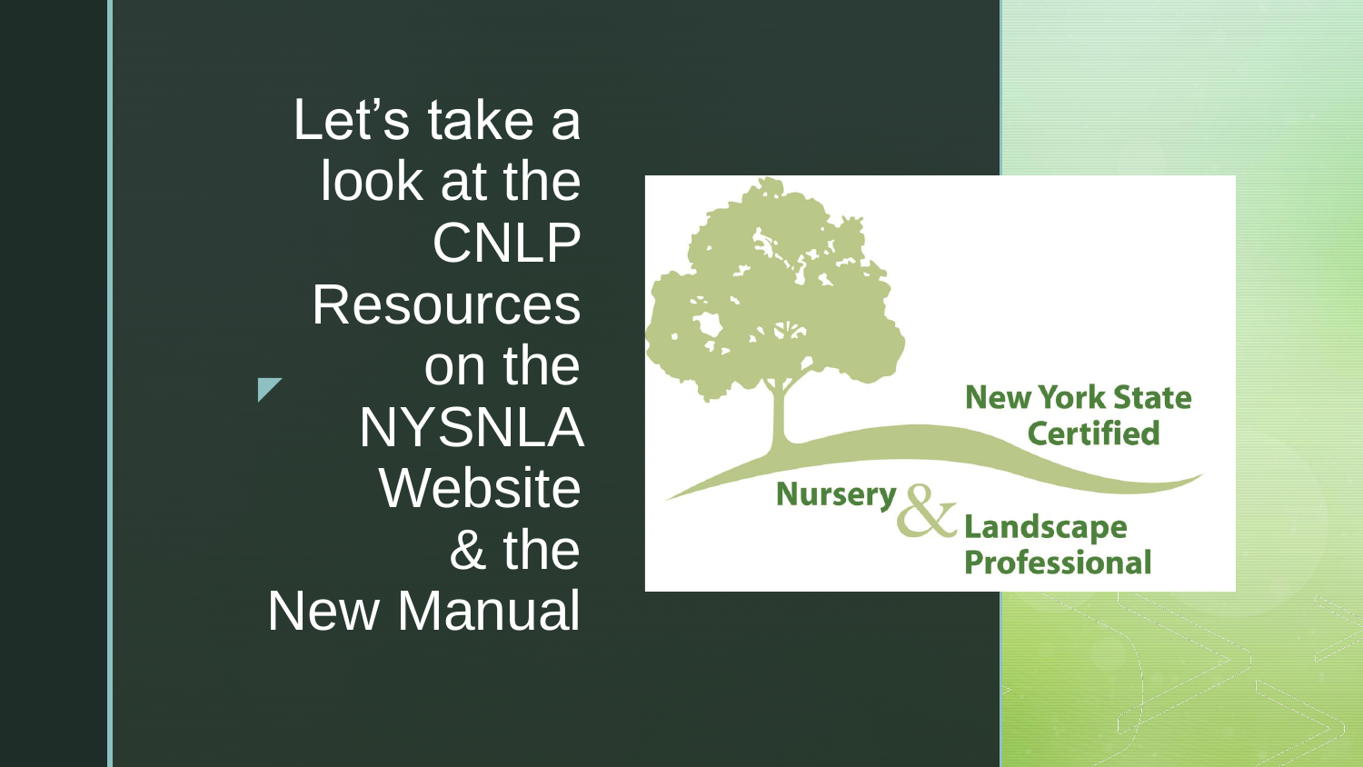# Let's take a look at the CNLP Resources on the NYSNLA Website & the New Manual

New York State Certified

Nursery & Landscape Professional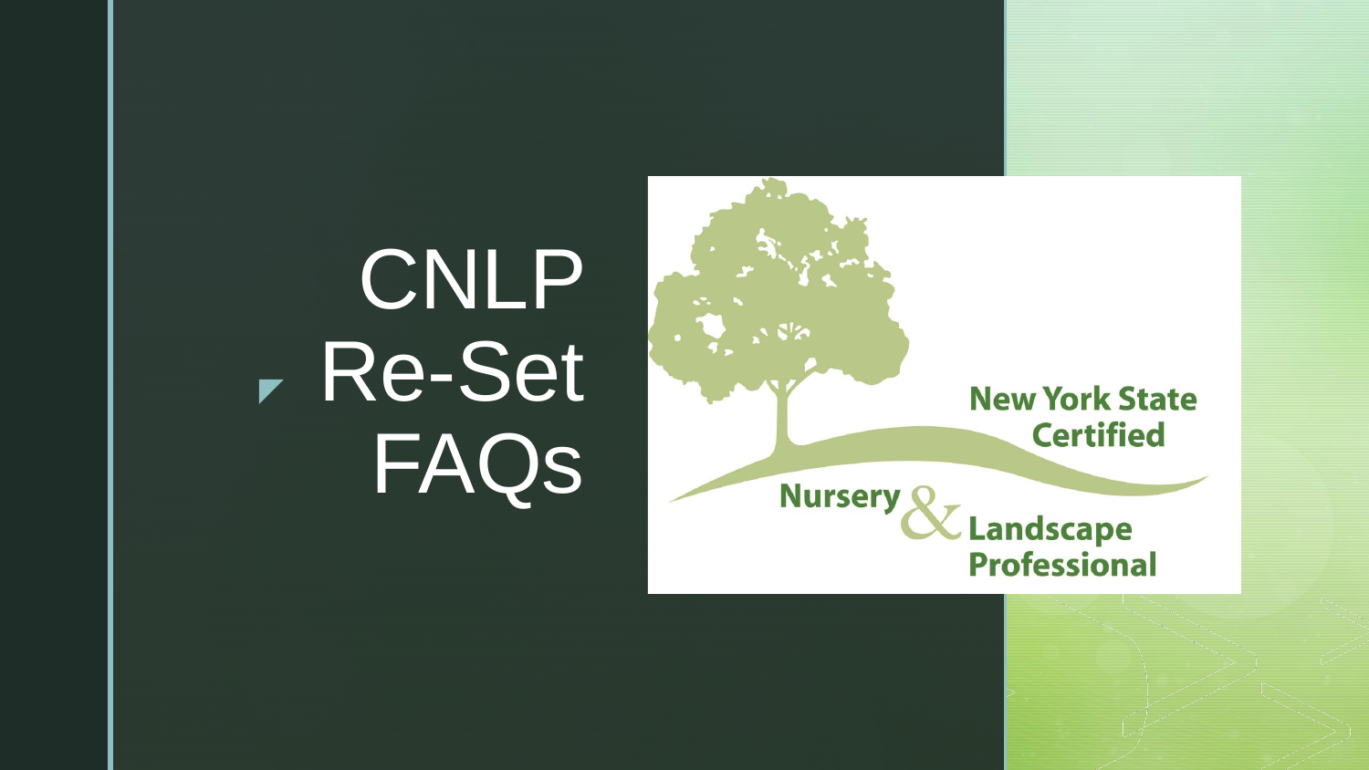# CNLP Re-Set FAQs

New York State Certified

Nursery & Landscape Professional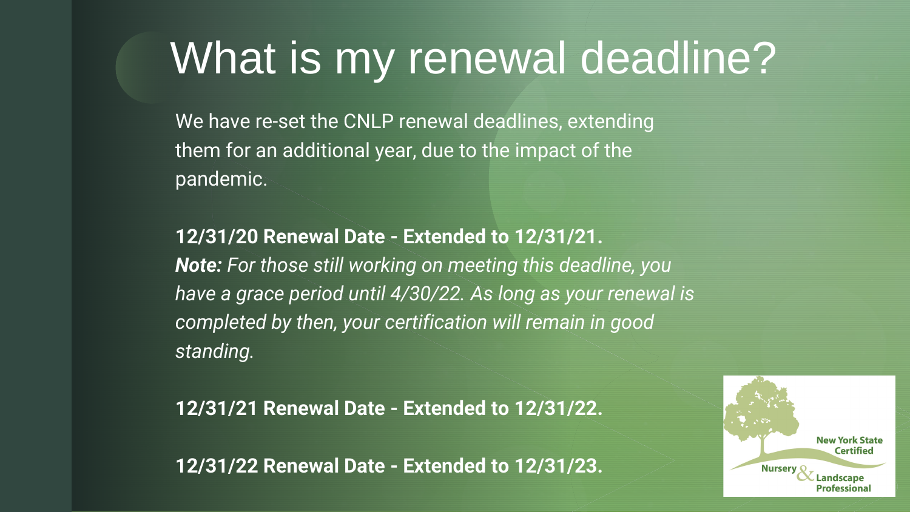# What is my renewal deadline?

We have re-set the CNLP renewal deadlines, extending them for an additional year, due to the impact of the pandemic.

**12/31/20 Renewal Date - Extended to 12/31/21.**
***Note:*** *For those still working on meeting this deadline, you have a grace period until 4/30/22. As long as your renewal is completed by then, your certification will remain in good standing.*

**12/31/21 Renewal Date - Extended to 12/31/22.**

**12/31/22 Renewal Date - Extended to 12/31/23.**

New York State Certified Nursery & Landscape Professional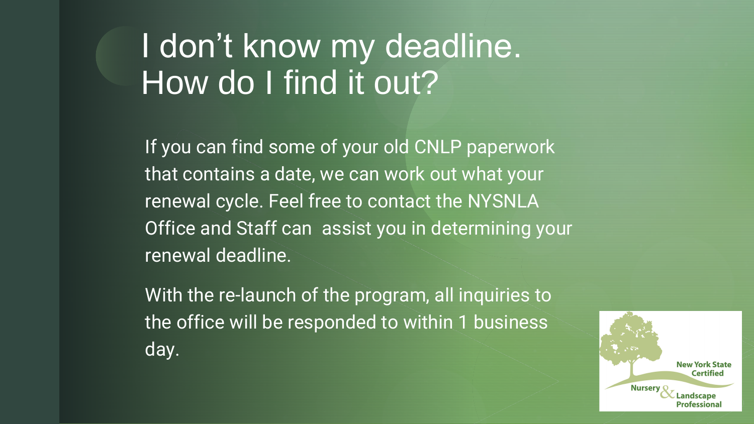# I don't know my deadline. How do I find it out?

If you can find some of your old CNLP paperwork that contains a date, we can work out what your renewal cycle. Feel free to contact the NYSNLA Office and Staff can assist you in determining your renewal deadline.

With the re-launch of the program, all inquiries to the office will be responded to within 1 business day.

New York State Certified Nursery & Landscape Professional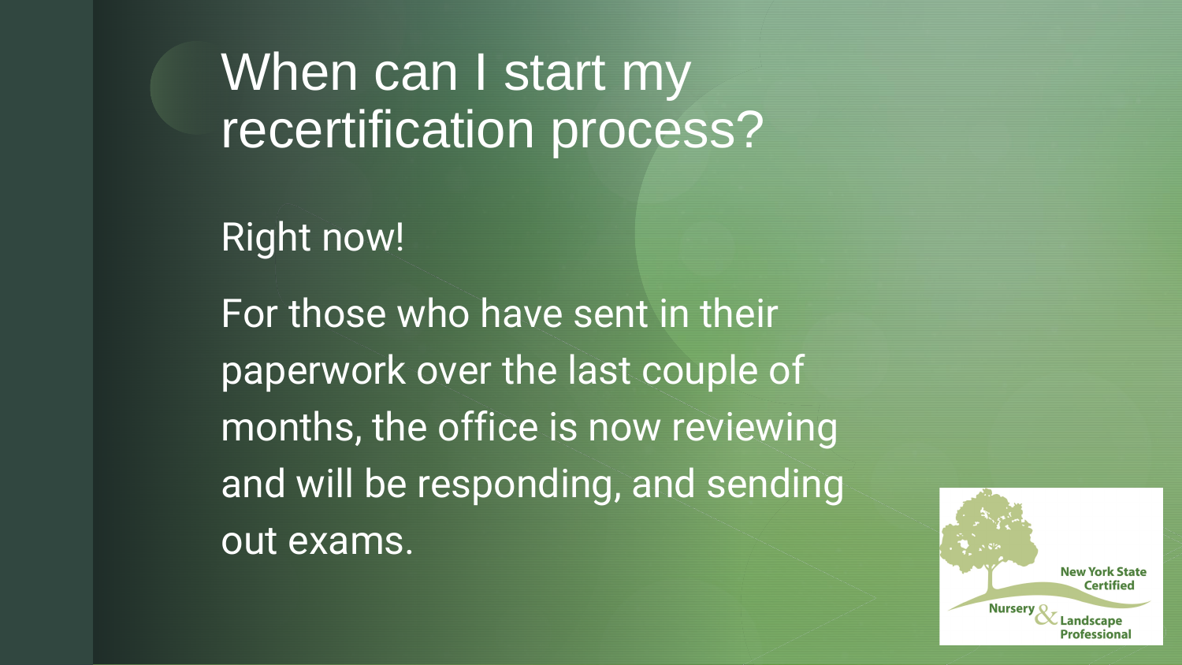# When can I start my recertification process?

Right now!

For those who have sent in their paperwork over the last couple of months, the office is now reviewing and will be responding, and sending out exams.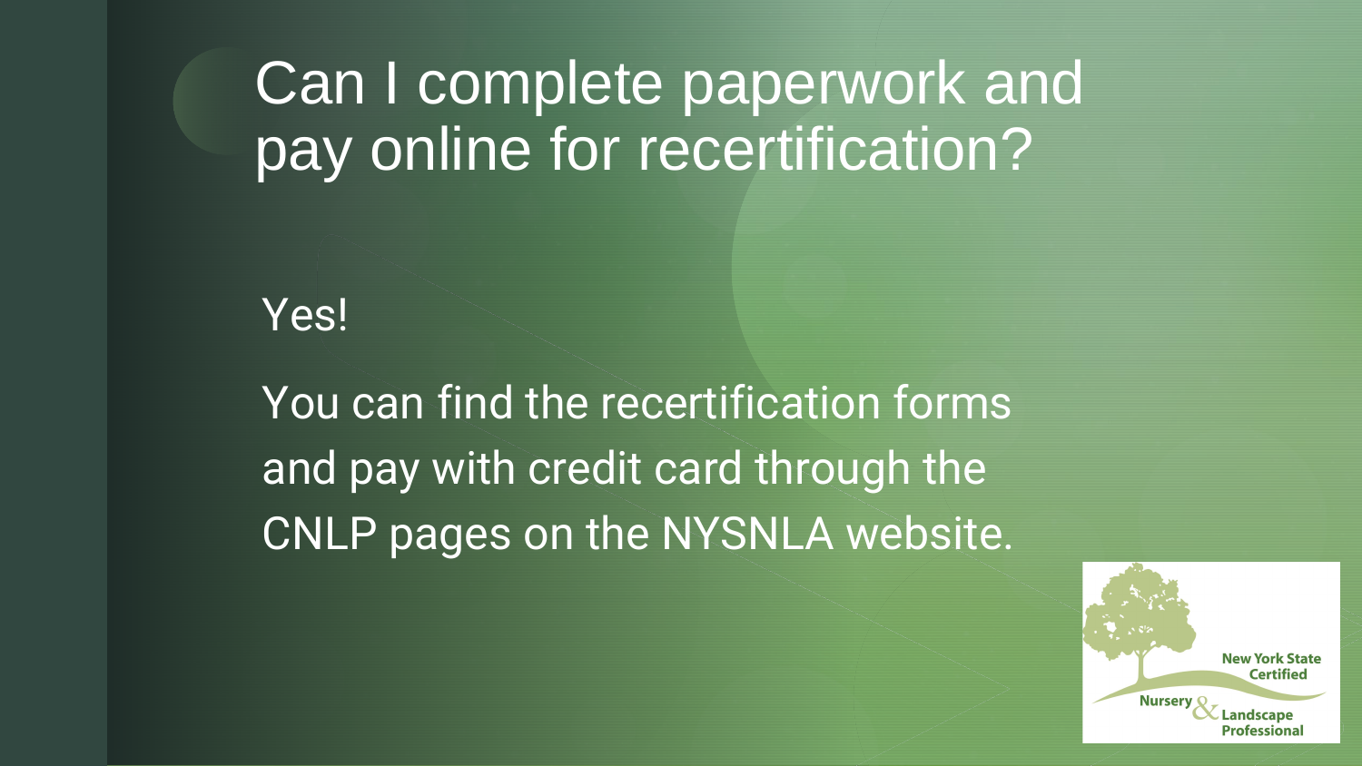# Can I complete paperwork and pay online for recertification?

Yes!

You can find the recertification forms and pay with credit card through the CNLP pages on the NYSNLA website.

New York State Certified Nursery & Landscape Professional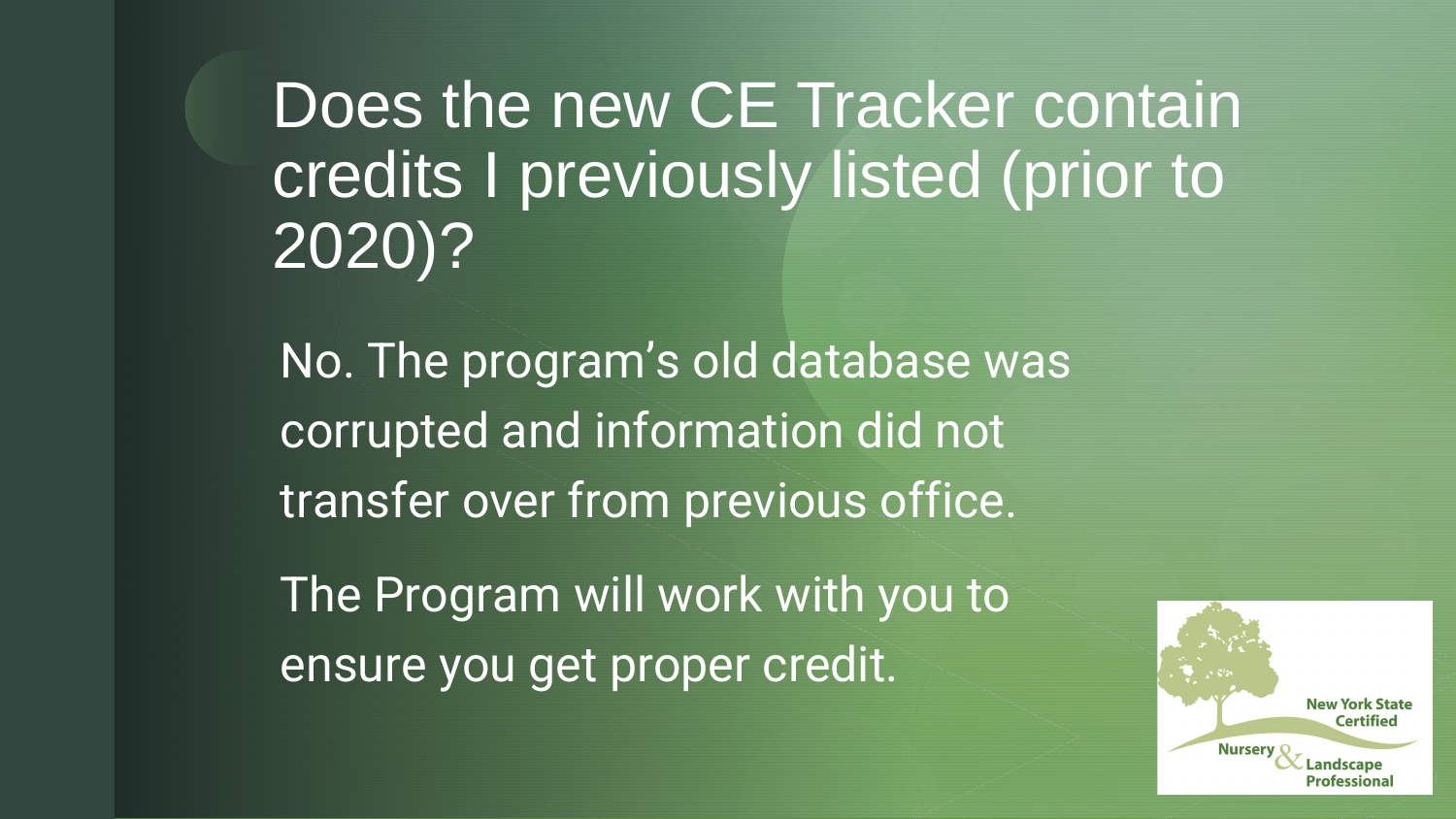# Does the new CE Tracker contain credits I previously listed (prior to 2020)?

No. The program's old database was corrupted and information did not transfer over from previous office.

The Program will work with you to ensure you get proper credit.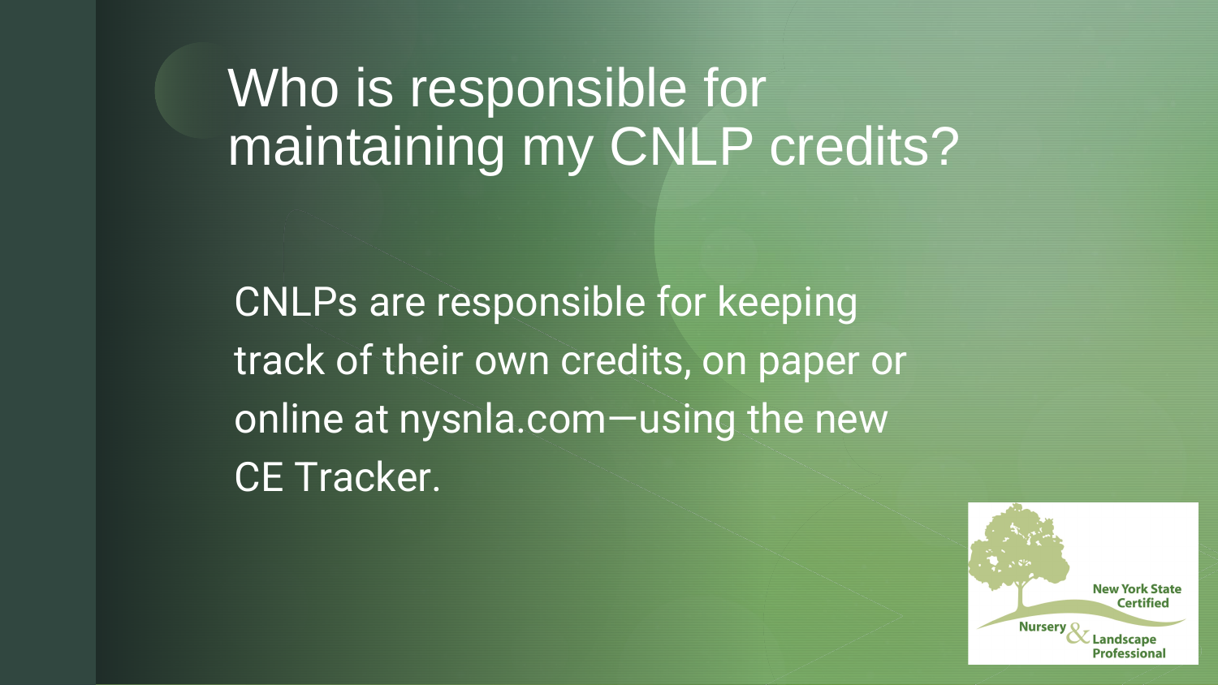# Who is responsible for maintaining my CNLP credits?

CNLPs are responsible for keeping track of their own credits, on paper or online at nysnla.com—using the new CE Tracker.

New York State Certified Nursery & Landscape Professional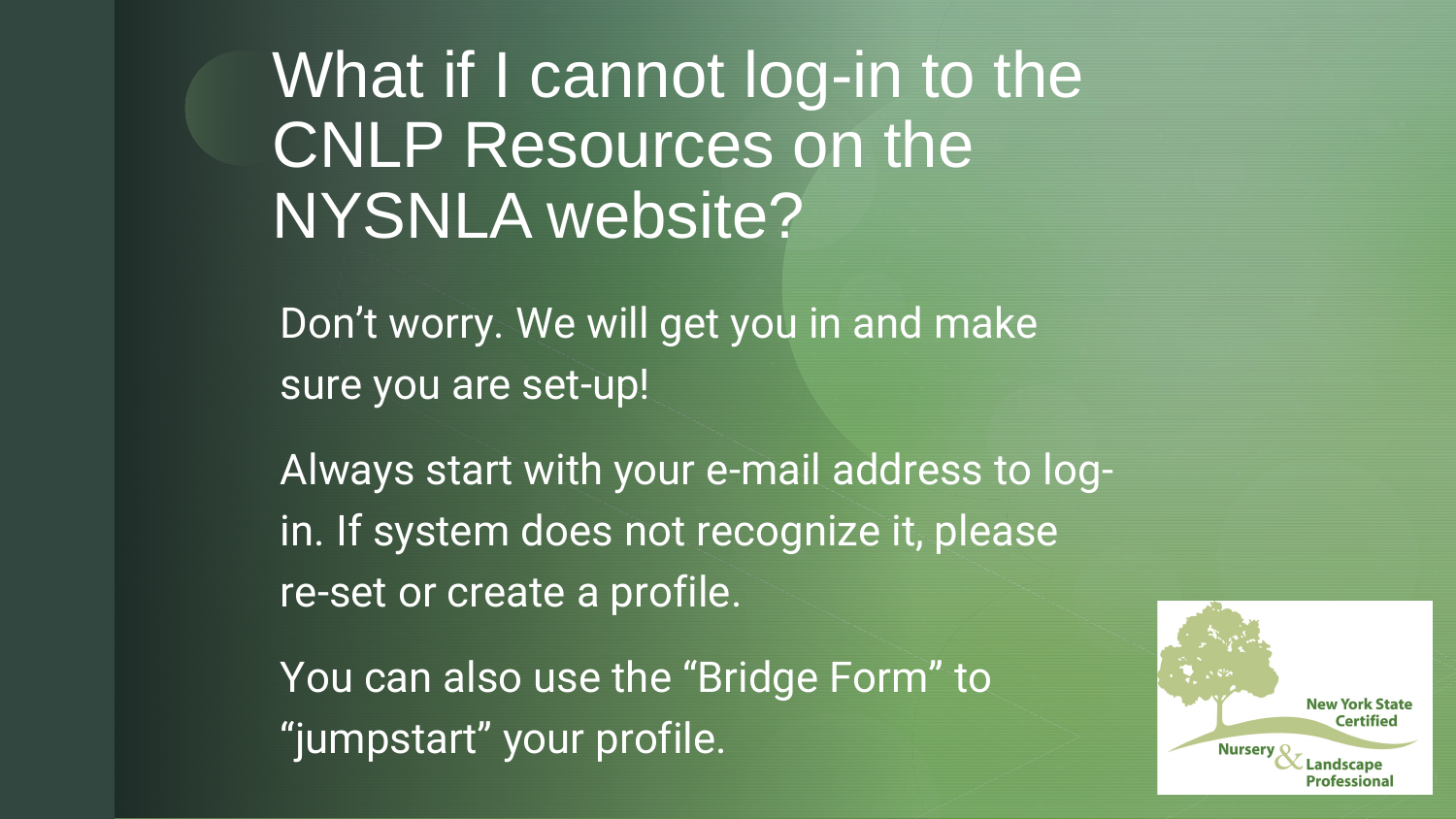# What if I cannot log-in to the CNLP Resources on the NYSNLA website?

Don't worry. We will get you in and make sure you are set-up!

Always start with your e-mail address to log-in. If system does not recognize it, please re-set or create a profile.

You can also use the "Bridge Form" to "jumpstart" your profile.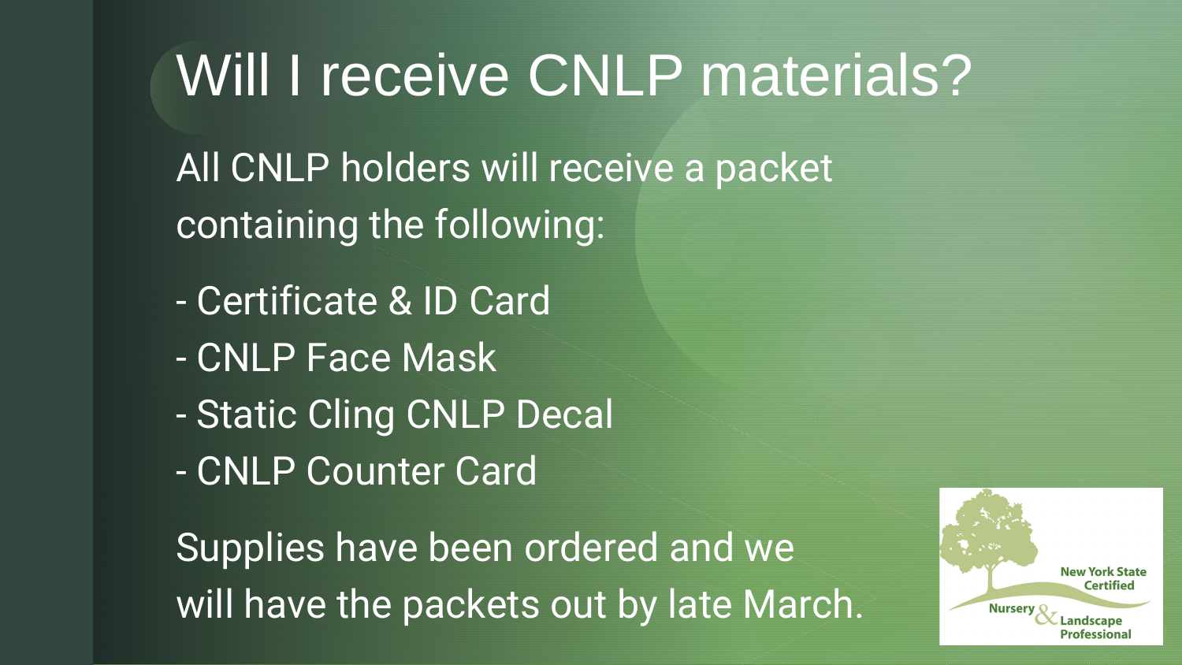# Will I receive CNLP materials?

All CNLP holders will receive a packet containing the following:

- Certificate & ID Card
- CNLP Face Mask
- Static Cling CNLP Decal
- CNLP Counter Card

Supplies have been ordered and we will have the packets out by late March.

New York State Certified Nursery & Landscape Professional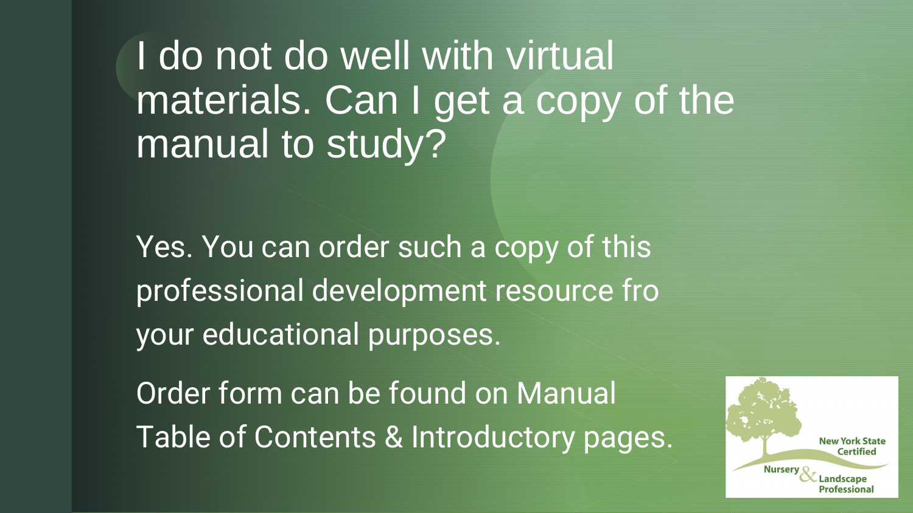# I do not do well with virtual materials. Can I get a copy of the manual to study?

Yes. You can order such a copy of this professional development resource fro your educational purposes.

Order form can be found on Manual Table of Contents & Introductory pages.

New York State Certified Nursery & Landscape Professional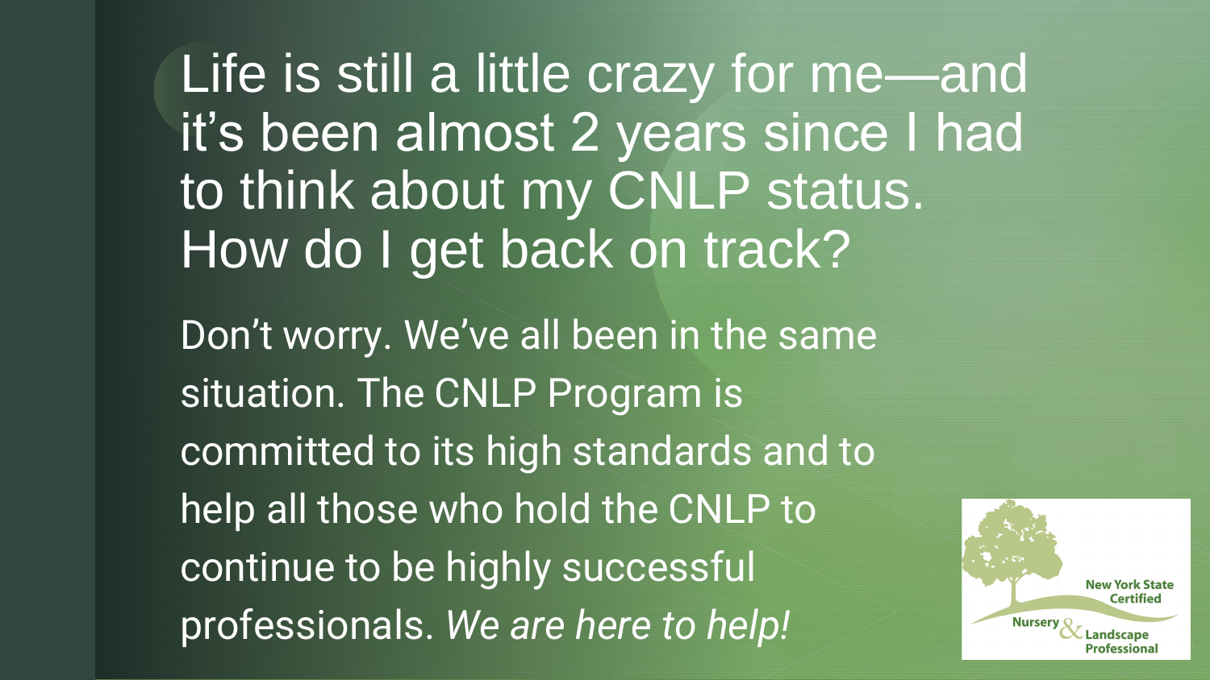# Life is still a little crazy for me—and it's been almost 2 years since I had to think about my CNLP status. How do I get back on track?

Don't worry. We've all been in the same situation. The CNLP Program is committed to its high standards and to help all those who hold the CNLP to continue to be highly successful professionals. *We are here to help!*

New York State Certified Nursery & Landscape Professional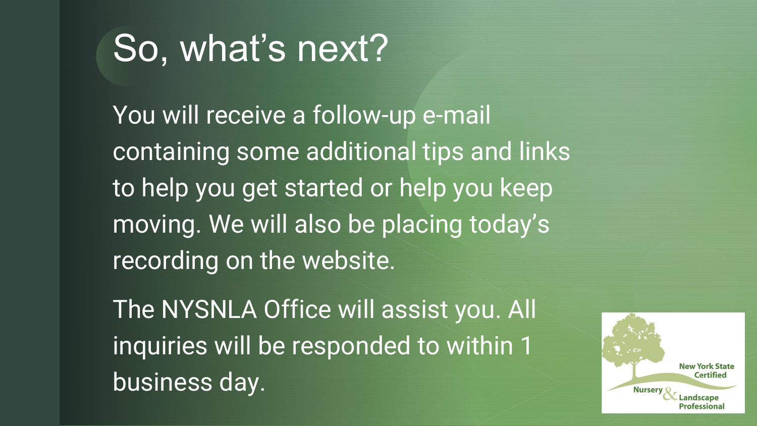# So, what's next?

You will receive a follow-up e-mail containing some additional tips and links to help you get started or help you keep moving. We will also be placing today's recording on the website.

The NYSNLA Office will assist you. All inquiries will be responded to within 1 business day.

New York State Certified Nursery & Landscape Professional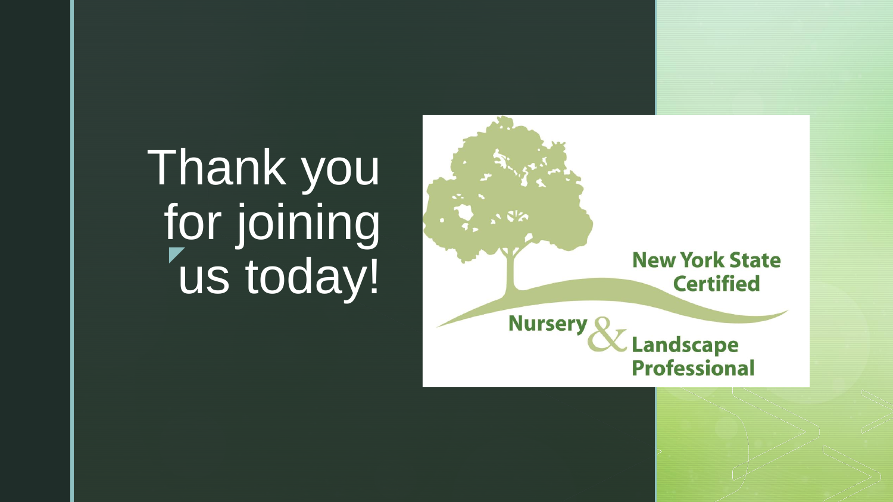# Thank you for joining us today!

New York State Certified

Nursery & Landscape Professional